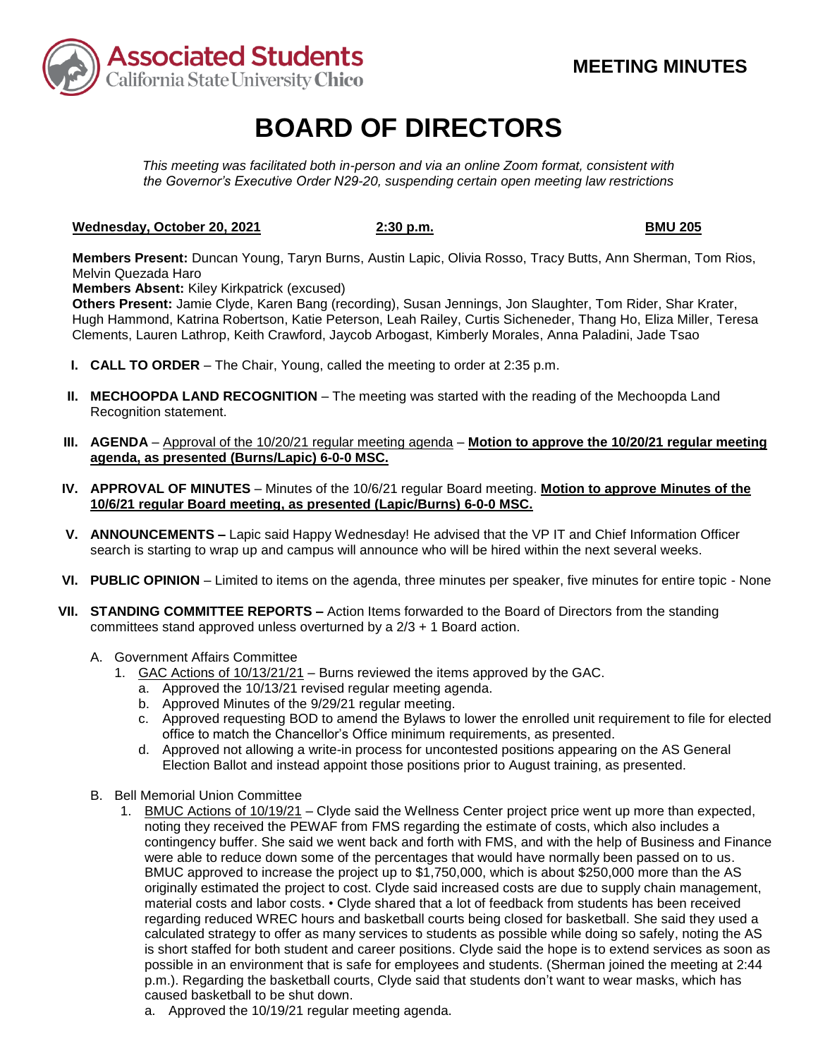Associated Students California State University Chico

**MEETING MINUTES**

# BOARD OF DIRECTORS

*This meeting was facilitated both in-person and via an online Zoom format, consistent with the Governor's Executive Order N29-20, suspending certain open meeting law restrictions*

**Wednesday, October 20, 2021** **2:30 p.m.** **BMU 205**

**Members Present:** Duncan Young, Taryn Burns, Austin Lapic, Olivia Rosso, Tracy Butts, Ann Sherman, Tom Rios, Melvin Quezada Haro
**Members Absent:** Kiley Kirkpatrick (excused)
**Others Present:** Jamie Clyde, Karen Bang (recording), Susan Jennings, Jon Slaughter, Tom Rider, Shar Krater, Hugh Hammond, Katrina Robertson, Katie Peterson, Leah Railey, Curtis Sicheneder, Thang Ho, Eliza Miller, Teresa Clements, Lauren Lathrop, Keith Crawford, Jaycob Arbogast, Kimberly Morales, Anna Paladini, Jade Tsao

I. **CALL TO ORDER** – The Chair, Young, called the meeting to order at 2:35 p.m.

II. **MECHOOPDA LAND RECOGNITION** – The meeting was started with the reading of the Mechoopda Land Recognition statement.

III. **AGENDA** – Approval of the 10/20/21 regular meeting agenda – **Motion to approve the 10/20/21 regular meeting agenda, as presented (Burns/Lapic) 6-0-0 MSC.**

IV. **APPROVAL OF MINUTES** – Minutes of the 10/6/21 regular Board meeting. **Motion to approve Minutes of the 10/6/21 regular Board meeting, as presented (Lapic/Burns) 6-0-0 MSC.**

V. **ANNOUNCEMENTS –** Lapic said Happy Wednesday! He advised that the VP IT and Chief Information Officer search is starting to wrap up and campus will announce who will be hired within the next several weeks.

VI. **PUBLIC OPINION** – Limited to items on the agenda, three minutes per speaker, five minutes for entire topic - None

VII. **STANDING COMMITTEE REPORTS –** Action Items forwarded to the Board of Directors from the standing committees stand approved unless overturned by a 2/3 + 1 Board action.

A. Government Affairs Committee
   1. GAC Actions of 10/13/21/21 – Burns reviewed the items approved by the GAC.
      a. Approved the 10/13/21 revised regular meeting agenda.
      b. Approved Minutes of the 9/29/21 regular meeting.
      c. Approved requesting BOD to amend the Bylaws to lower the enrolled unit requirement to file for elected office to match the Chancellor's Office minimum requirements, as presented.
      d. Approved not allowing a write-in process for uncontested positions appearing on the AS General Election Ballot and instead appoint those positions prior to August training, as presented.

B. Bell Memorial Union Committee
   1. BMUC Actions of 10/19/21 – Clyde said the Wellness Center project price went up more than expected, noting they received the PEWAF from FMS regarding the estimate of costs, which also includes a contingency buffer. She said we went back and forth with FMS, and with the help of Business and Finance were able to reduce down some of the percentages that would have normally been passed on to us. BMUC approved to increase the project up to $1,750,000, which is about $250,000 more than the AS originally estimated the project to cost. Clyde said increased costs are due to supply chain management, material costs and labor costs. • Clyde shared that a lot of feedback from students has been received regarding reduced WREC hours and basketball courts being closed for basketball. She said they used a calculated strategy to offer as many services to students as possible while doing so safely, noting the AS is short staffed for both student and career positions. Clyde said the hope is to extend services as soon as possible in an environment that is safe for employees and students. (Sherman joined the meeting at 2:44 p.m.). Regarding the basketball courts, Clyde said that students don't want to wear masks, which has caused basketball to be shut down.
      a. Approved the 10/19/21 regular meeting agenda.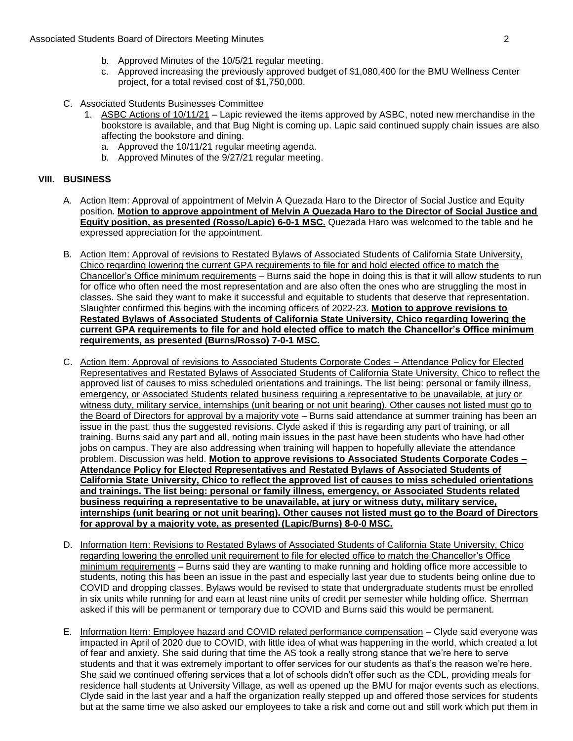b. Approved Minutes of the 10/5/21 regular meeting.
c. Approved increasing the previously approved budget of $1,080,400 for the BMU Wellness Center project, for a total revised cost of $1,750,000.

C. Associated Students Businesses Committee
1. ASBC Actions of 10/11/21 – Lapic reviewed the items approved by ASBC, noted new merchandise in the bookstore is available, and that Bug Night is coming up. Lapic said continued supply chain issues are also affecting the bookstore and dining.
   a. Approved the 10/11/21 regular meeting agenda.
   b. Approved Minutes of the 9/27/21 regular meeting.

## VIII. BUSINESS

A. Action Item: Approval of appointment of Melvin A Quezada Haro to the Director of Social Justice and Equity position. **Motion to approve appointment of Melvin A Quezada Haro to the Director of Social Justice and Equity position, as presented (Rosso/Lapic) 6-0-1 MSC.** Quezada Haro was welcomed to the table and he expressed appreciation for the appointment.

B. Action Item: Approval of revisions to Restated Bylaws of Associated Students of California State University, Chico regarding lowering the current GPA requirements to file for and hold elected office to match the Chancellor's Office minimum requirements – Burns said the hope in doing this is that it will allow students to run for office who often need the most representation and are also often the ones who are struggling the most in classes. She said they want to make it successful and equitable to students that deserve that representation. Slaughter confirmed this begins with the incoming officers of 2022-23. **Motion to approve revisions to Restated Bylaws of Associated Students of California State University, Chico regarding lowering the current GPA requirements to file for and hold elected office to match the Chancellor's Office minimum requirements, as presented (Burns/Rosso) 7-0-1 MSC.**

C. Action Item: Approval of revisions to Associated Students Corporate Codes – Attendance Policy for Elected Representatives and Restated Bylaws of Associated Students of California State University, Chico to reflect the approved list of causes to miss scheduled orientations and trainings. The list being: personal or family illness, emergency, or Associated Students related business requiring a representative to be unavailable, at jury or witness duty, military service, internships (unit bearing or not unit bearing). Other causes not listed must go to the Board of Directors for approval by a majority vote – Burns said attendance at summer training has been an issue in the past, thus the suggested revisions. Clyde asked if this is regarding any part of training, or all training. Burns said any part and all, noting main issues in the past have been students who have had other jobs on campus. They are also addressing when training will happen to hopefully alleviate the attendance problem. Discussion was held. **Motion to approve revisions to Associated Students Corporate Codes – Attendance Policy for Elected Representatives and Restated Bylaws of Associated Students of California State University, Chico to reflect the approved list of causes to miss scheduled orientations and trainings. The list being: personal or family illness, emergency, or Associated Students related business requiring a representative to be unavailable, at jury or witness duty, military service, internships (unit bearing or not unit bearing). Other causes not listed must go to the Board of Directors for approval by a majority vote, as presented (Lapic/Burns) 8-0-0 MSC.**

D. Information Item: Revisions to Restated Bylaws of Associated Students of California State University, Chico regarding lowering the enrolled unit requirement to file for elected office to match the Chancellor's Office minimum requirements – Burns said they are wanting to make running and holding office more accessible to students, noting this has been an issue in the past and especially last year due to students being online due to COVID and dropping classes. Bylaws would be revised to state that undergraduate students must be enrolled in six units while running for and earn at least nine units of credit per semester while holding office. Sherman asked if this will be permanent or temporary due to COVID and Burns said this would be permanent.

E. Information Item: Employee hazard and COVID related performance compensation – Clyde said everyone was impacted in April of 2020 due to COVID, with little idea of what was happening in the world, which created a lot of fear and anxiety. She said during that time the AS took a really strong stance that we're here to serve students and that it was extremely important to offer services for our students as that's the reason we're here. She said we continued offering services that a lot of schools didn't offer such as the CDL, providing meals for residence hall students at University Village, as well as opened up the BMU for major events such as elections. Clyde said in the last year and a half the organization really stepped up and offered those services for students but at the same time we also asked our employees to take a risk and come out and still work which put them in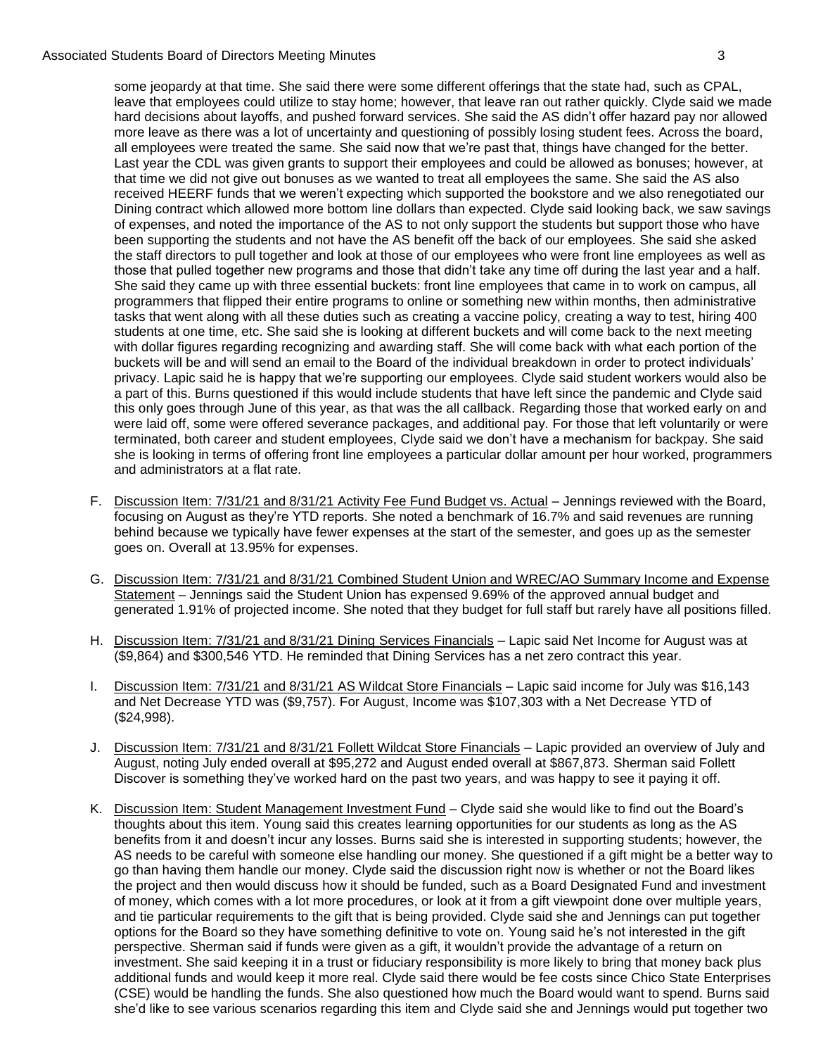some jeopardy at that time. She said there were some different offerings that the state had, such as CPAL, leave that employees could utilize to stay home; however, that leave ran out rather quickly. Clyde said we made hard decisions about layoffs, and pushed forward services. She said the AS didn't offer hazard pay nor allowed more leave as there was a lot of uncertainty and questioning of possibly losing student fees. Across the board, all employees were treated the same. She said now that we're past that, things have changed for the better. Last year the CDL was given grants to support their employees and could be allowed as bonuses; however, at that time we did not give out bonuses as we wanted to treat all employees the same. She said the AS also received HEERF funds that we weren't expecting which supported the bookstore and we also renegotiated our Dining contract which allowed more bottom line dollars than expected. Clyde said looking back, we saw savings of expenses, and noted the importance of the AS to not only support the students but support those who have been supporting the students and not have the AS benefit off the back of our employees. She said she asked the staff directors to pull together and look at those of our employees who were front line employees as well as those that pulled together new programs and those that didn't take any time off during the last year and a half. She said they came up with three essential buckets: front line employees that came in to work on campus, all programmers that flipped their entire programs to online or something new within months, then administrative tasks that went along with all these duties such as creating a vaccine policy, creating a way to test, hiring 400 students at one time, etc. She said she is looking at different buckets and will come back to the next meeting with dollar figures regarding recognizing and awarding staff. She will come back with what each portion of the buckets will be and will send an email to the Board of the individual breakdown in order to protect individuals' privacy. Lapic said he is happy that we're supporting our employees. Clyde said student workers would also be a part of this. Burns questioned if this would include students that have left since the pandemic and Clyde said this only goes through June of this year, as that was the all callback. Regarding those that worked early on and were laid off, some were offered severance packages, and additional pay. For those that left voluntarily or were terminated, both career and student employees, Clyde said we don't have a mechanism for backpay. She said she is looking in terms of offering front line employees a particular dollar amount per hour worked, programmers and administrators at a flat rate.

F. Discussion Item: 7/31/21 and 8/31/21 Activity Fee Fund Budget vs. Actual – Jennings reviewed with the Board, focusing on August as they're YTD reports. She noted a benchmark of 16.7% and said revenues are running behind because we typically have fewer expenses at the start of the semester, and goes up as the semester goes on. Overall at 13.95% for expenses.

G. Discussion Item: 7/31/21 and 8/31/21 Combined Student Union and WREC/AO Summary Income and Expense Statement – Jennings said the Student Union has expensed 9.69% of the approved annual budget and generated 1.91% of projected income. She noted that they budget for full staff but rarely have all positions filled.

H. Discussion Item: 7/31/21 and 8/31/21 Dining Services Financials – Lapic said Net Income for August was at ($9,864) and $300,546 YTD. He reminded that Dining Services has a net zero contract this year.

I. Discussion Item: 7/31/21 and 8/31/21 AS Wildcat Store Financials – Lapic said income for July was $16,143 and Net Decrease YTD was ($9,757). For August, Income was $107,303 with a Net Decrease YTD of ($24,998).

J. Discussion Item: 7/31/21 and 8/31/21 Follett Wildcat Store Financials – Lapic provided an overview of July and August, noting July ended overall at $95,272 and August ended overall at $867,873. Sherman said Follett Discover is something they've worked hard on the past two years, and was happy to see it paying it off.

K. Discussion Item: Student Management Investment Fund – Clyde said she would like to find out the Board's thoughts about this item. Young said this creates learning opportunities for our students as long as the AS benefits from it and doesn't incur any losses. Burns said she is interested in supporting students; however, the AS needs to be careful with someone else handling our money. She questioned if a gift might be a better way to go than having them handle our money. Clyde said the discussion right now is whether or not the Board likes the project and then would discuss how it should be funded, such as a Board Designated Fund and investment of money, which comes with a lot more procedures, or look at it from a gift viewpoint done over multiple years, and tie particular requirements to the gift that is being provided. Clyde said she and Jennings can put together options for the Board so they have something definitive to vote on. Young said he's not interested in the gift perspective. Sherman said if funds were given as a gift, it wouldn't provide the advantage of a return on investment. She said keeping it in a trust or fiduciary responsibility is more likely to bring that money back plus additional funds and would keep it more real. Clyde said there would be fee costs since Chico State Enterprises (CSE) would be handling the funds. She also questioned how much the Board would want to spend. Burns said she'd like to see various scenarios regarding this item and Clyde said she and Jennings would put together two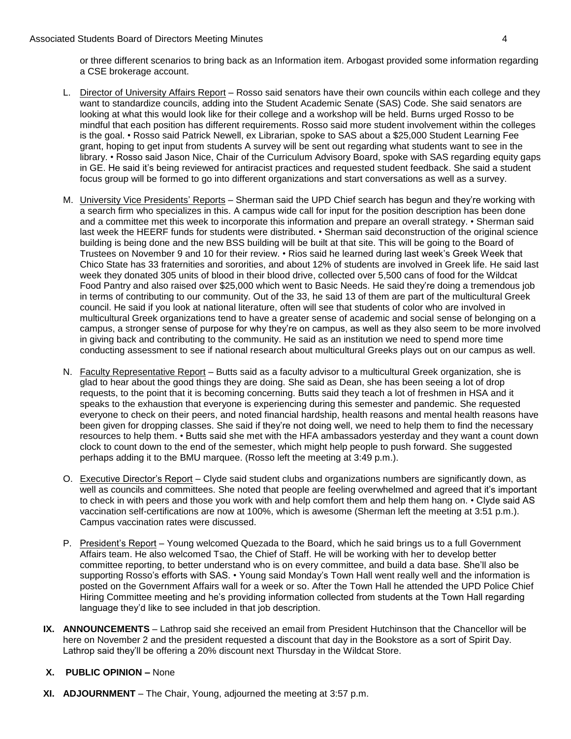or three different scenarios to bring back as an Information item. Arbogast provided some information regarding a CSE brokerage account.

L. Director of University Affairs Report – Rosso said senators have their own councils within each college and they want to standardize councils, adding into the Student Academic Senate (SAS) Code. She said senators are looking at what this would look like for their college and a workshop will be held. Burns urged Rosso to be mindful that each position has different requirements. Rosso said more student involvement within the colleges is the goal. • Rosso said Patrick Newell, ex Librarian, spoke to SAS about a $25,000 Student Learning Fee grant, hoping to get input from students A survey will be sent out regarding what students want to see in the library. • Rosso said Jason Nice, Chair of the Curriculum Advisory Board, spoke with SAS regarding equity gaps in GE. He said it's being reviewed for antiracist practices and requested student feedback. She said a student focus group will be formed to go into different organizations and start conversations as well as a survey.

M. University Vice Presidents' Reports – Sherman said the UPD Chief search has begun and they're working with a search firm who specializes in this. A campus wide call for input for the position description has been done and a committee met this week to incorporate this information and prepare an overall strategy. • Sherman said last week the HEERF funds for students were distributed. • Sherman said deconstruction of the original science building is being done and the new BSS building will be built at that site. This will be going to the Board of Trustees on November 9 and 10 for their review. • Rios said he learned during last week's Greek Week that Chico State has 33 fraternities and sororities, and about 12% of students are involved in Greek life. He said last week they donated 305 units of blood in their blood drive, collected over 5,500 cans of food for the Wildcat Food Pantry and also raised over $25,000 which went to Basic Needs. He said they're doing a tremendous job in terms of contributing to our community. Out of the 33, he said 13 of them are part of the multicultural Greek council. He said if you look at national literature, often will see that students of color who are involved in multicultural Greek organizations tend to have a greater sense of academic and social sense of belonging on a campus, a stronger sense of purpose for why they're on campus, as well as they also seem to be more involved in giving back and contributing to the community. He said as an institution we need to spend more time conducting assessment to see if national research about multicultural Greeks plays out on our campus as well.

N. Faculty Representative Report – Butts said as a faculty advisor to a multicultural Greek organization, she is glad to hear about the good things they are doing. She said as Dean, she has been seeing a lot of drop requests, to the point that it is becoming concerning. Butts said they teach a lot of freshmen in HSA and it speaks to the exhaustion that everyone is experiencing during this semester and pandemic. She requested everyone to check on their peers, and noted financial hardship, health reasons and mental health reasons have been given for dropping classes. She said if they're not doing well, we need to help them to find the necessary resources to help them. • Butts said she met with the HFA ambassadors yesterday and they want a count down clock to count down to the end of the semester, which might help people to push forward. She suggested perhaps adding it to the BMU marquee. (Rosso left the meeting at 3:49 p.m.).

O. Executive Director's Report – Clyde said student clubs and organizations numbers are significantly down, as well as councils and committees. She noted that people are feeling overwhelmed and agreed that it's important to check in with peers and those you work with and help comfort them and help them hang on. • Clyde said AS vaccination self-certifications are now at 100%, which is awesome (Sherman left the meeting at 3:51 p.m.). Campus vaccination rates were discussed.

P. President's Report – Young welcomed Quezada to the Board, which he said brings us to a full Government Affairs team. He also welcomed Tsao, the Chief of Staff. He will be working with her to develop better committee reporting, to better understand who is on every committee, and build a data base. She'll also be supporting Rosso's efforts with SAS. • Young said Monday's Town Hall went really well and the information is posted on the Government Affairs wall for a week or so. After the Town Hall he attended the UPD Police Chief Hiring Committee meeting and he's providing information collected from students at the Town Hall regarding language they'd like to see included in that job description.

**IX. ANNOUNCEMENTS** – Lathrop said she received an email from President Hutchinson that the Chancellor will be here on November 2 and the president requested a discount that day in the Bookstore as a sort of Spirit Day. Lathrop said they'll be offering a 20% discount next Thursday in the Wildcat Store.

**X. PUBLIC OPINION –** None

**XI. ADJOURNMENT** – The Chair, Young, adjourned the meeting at 3:57 p.m.